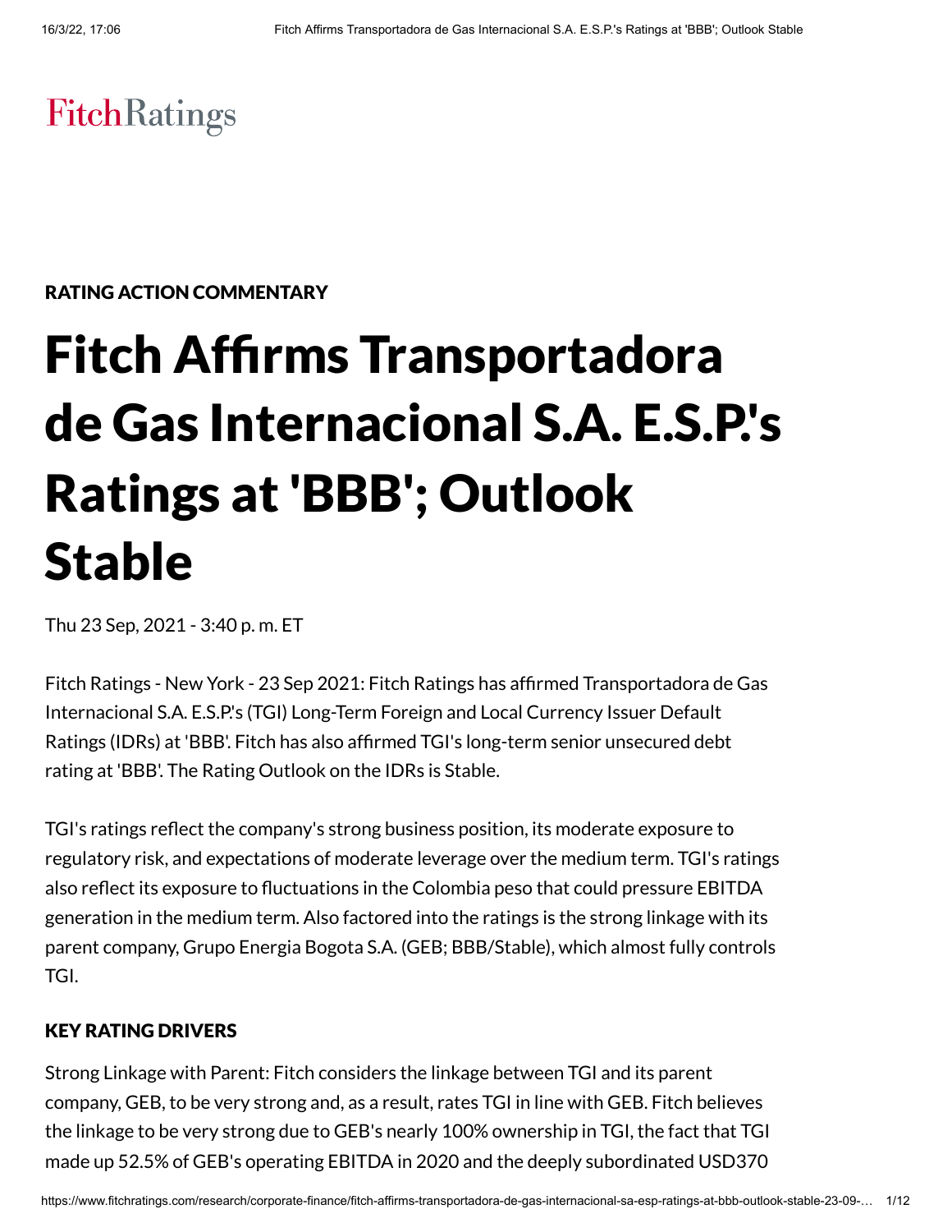FitchRatings

RATING ACTION COMMENTARY

# Fitch Affirms Transportadora de Gas Internacional S.A. E.S.P.'s Ratings at 'BBB'; Outlook Stable

Thu 23 Sep, 2021 - 3:40 p. m. ET

Fitch Ratings - New York - 23 Sep 2021: Fitch Ratings has affirmed Transportadora de Gas Internacional S.A. E.S.P.'s (TGI) Long-Term Foreign and Local Currency Issuer Default Ratings (IDRs) at 'BBB'. Fitch has also affirmed TGI's long-term senior unsecured debt rating at 'BBB'. The Rating Outlook on the IDRs is Stable.

TGI's ratings reflect the company's strong business position, its moderate exposure to regulatory risk, and expectations of moderate leverage over the medium term. TGI's ratings also reflect its exposure to fluctuations in the Colombia peso that could pressure EBITDA generation in the medium term. Also factored into the ratings is the strong linkage with its parent company, Grupo Energia Bogota S.A. (GEB; BBB/Stable), which almost fully controls TGI.

## KEY RATING DRIVERS

Strong Linkage with Parent: Fitch considers the linkage between TGI and its parent company, GEB, to be very strong and, as a result, rates TGI in line with GEB. Fitch believes the linkage to be very strong due to GEB's nearly 100% ownership in TGI, the fact that TGI made up 52.5% of GEB's operating EBITDA in 2020 and the deeply subordinated USD370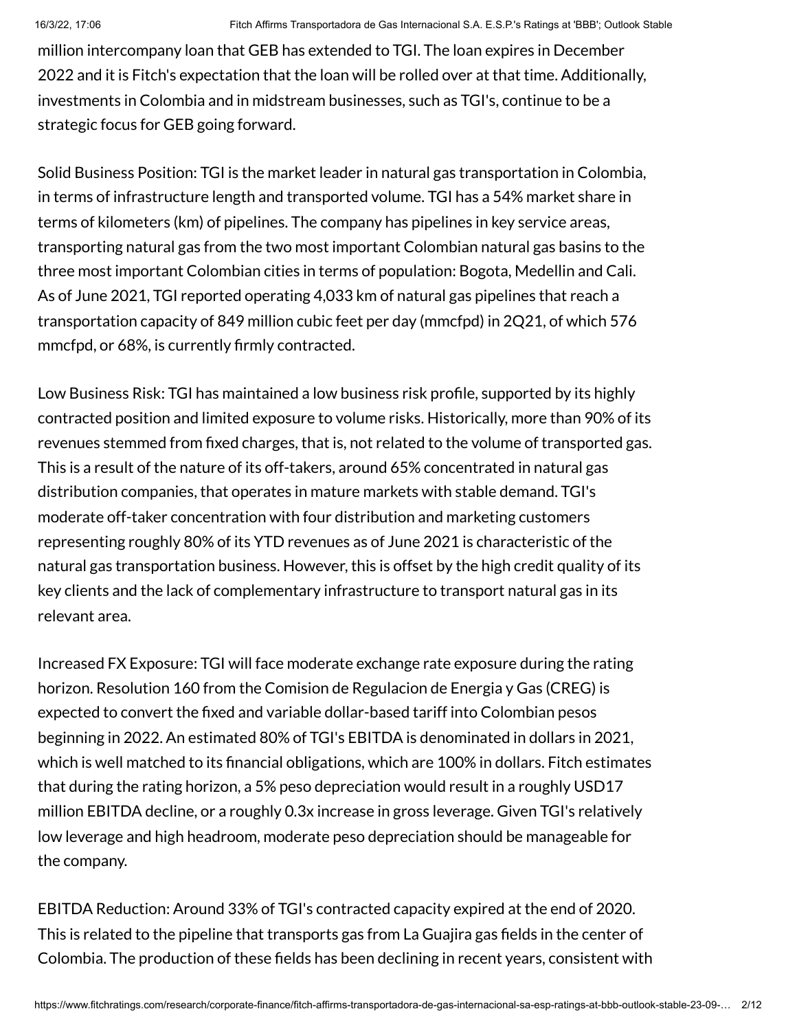million intercompany loan that GEB has extended to TGI. The loan expires in December 2022 and it is Fitch's expectation that the loan will be rolled over at that time. Additionally, investments in Colombia and in midstream businesses, such as TGI's, continue to be a strategic focus for GEB going forward.

Solid Business Position: TGI is the market leader in natural gas transportation in Colombia, in terms of infrastructure length and transported volume. TGI has a 54% market share in terms of kilometers (km) of pipelines. The company has pipelines in key service areas, transporting natural gas from the two most important Colombian natural gas basins to the three most important Colombian cities in terms of population: Bogota, Medellin and Cali. As of June 2021, TGI reported operating 4,033 km of natural gas pipelines that reach a transportation capacity of 849 million cubic feet per day (mmcfpd) in 2Q21, of which 576 mmcfpd, or 68%, is currently firmly contracted.

Low Business Risk: TGI has maintained a low business risk profile, supported by its highly contracted position and limited exposure to volume risks. Historically, more than 90% of its revenues stemmed from fixed charges, that is, not related to the volume of transported gas. This is a result of the nature of its off-takers, around 65% concentrated in natural gas distribution companies, that operates in mature markets with stable demand. TGI's moderate off-taker concentration with four distribution and marketing customers representing roughly 80% of its YTD revenues as of June 2021 is characteristic of the natural gas transportation business. However, this is offset by the high credit quality of its key clients and the lack of complementary infrastructure to transport natural gas in its relevant area.

Increased FX Exposure: TGI will face moderate exchange rate exposure during the rating horizon. Resolution 160 from the Comision de Regulacion de Energia y Gas (CREG) is expected to convert the fixed and variable dollar-based tariff into Colombian pesos beginning in 2022. An estimated 80% of TGI's EBITDA is denominated in dollars in 2021, which is well matched to its financial obligations, which are 100% in dollars. Fitch estimates that during the rating horizon, a 5% peso depreciation would result in a roughly USD17 million EBITDA decline, or a roughly 0.3x increase in gross leverage. Given TGI's relatively low leverage and high headroom, moderate peso depreciation should be manageable for the company.

EBITDA Reduction: Around 33% of TGI's contracted capacity expired at the end of 2020. This is related to the pipeline that transports gas from La Guajira gas fields in the center of Colombia. The production of these fields has been declining in recent years, consistent with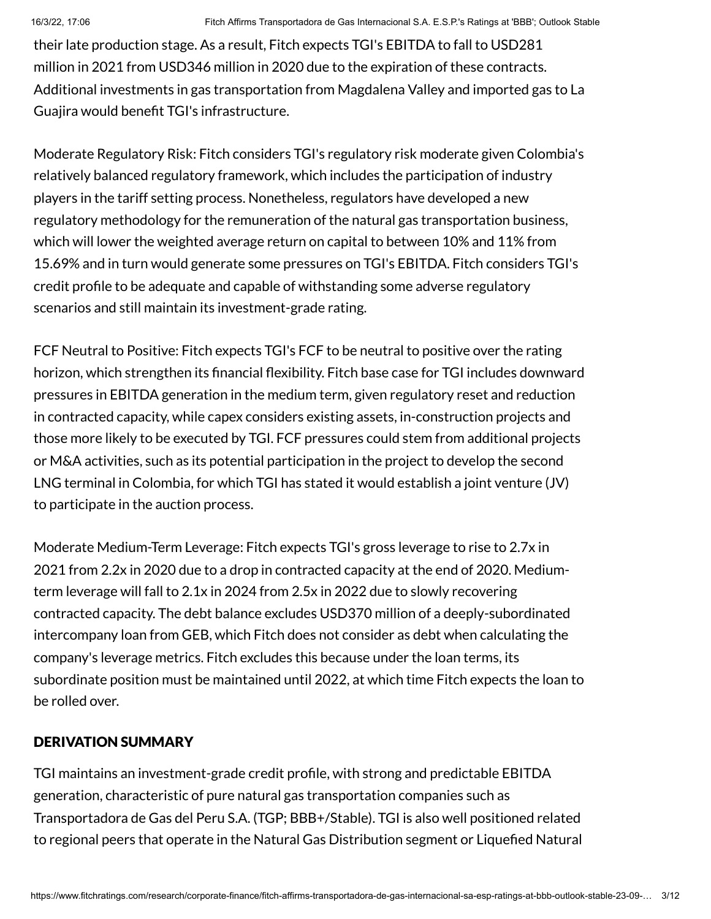their late production stage. As a result, Fitch expects TGI's EBITDA to fall to USD281 million in 2021 from USD346 million in 2020 due to the expiration of these contracts. Additional investments in gas transportation from Magdalena Valley and imported gas to La Guajira would benefit TGI's infrastructure.

Moderate Regulatory Risk: Fitch considers TGI's regulatory risk moderate given Colombia's relatively balanced regulatory framework, which includes the participation of industry players in the tariff setting process. Nonetheless, regulators have developed a new regulatory methodology for the remuneration of the natural gas transportation business, which will lower the weighted average return on capital to between 10% and 11% from 15.69% and in turn would generate some pressures on TGI's EBITDA. Fitch considers TGI's credit profile to be adequate and capable of withstanding some adverse regulatory scenarios and still maintain its investment-grade rating.

FCF Neutral to Positive: Fitch expects TGI's FCF to be neutral to positive over the rating horizon, which strengthen its financial flexibility. Fitch base case for TGI includes downward pressures in EBITDA generation in the medium term, given regulatory reset and reduction in contracted capacity, while capex considers existing assets, in-construction projects and those more likely to be executed by TGI. FCF pressures could stem from additional projects or M&A activities, such as its potential participation in the project to develop the second LNG terminal in Colombia, for which TGI has stated it would establish a joint venture (JV) to participate in the auction process.

Moderate Medium-Term Leverage: Fitch expects TGI's gross leverage to rise to 2.7x in 2021 from 2.2x in 2020 due to a drop in contracted capacity at the end of 2020. Medium-term leverage will fall to 2.1x in 2024 from 2.5x in 2022 due to slowly recovering contracted capacity. The debt balance excludes USD370 million of a deeply-subordinated intercompany loan from GEB, which Fitch does not consider as debt when calculating the company's leverage metrics. Fitch excludes this because under the loan terms, its subordinate position must be maintained until 2022, at which time Fitch expects the loan to be rolled over.

## DERIVATION SUMMARY

TGI maintains an investment-grade credit profile, with strong and predictable EBITDA generation, characteristic of pure natural gas transportation companies such as Transportadora de Gas del Peru S.A. (TGP; BBB+/Stable). TGI is also well positioned related to regional peers that operate in the Natural Gas Distribution segment or Liquefied Natural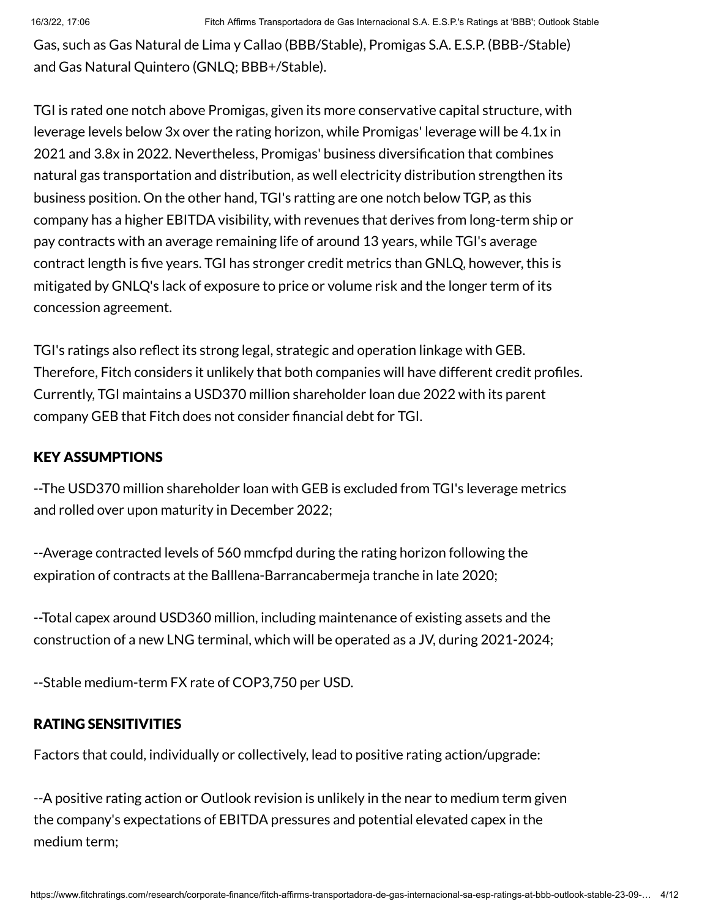Gas, such as Gas Natural de Lima y Callao (BBB/Stable), Promigas S.A. E.S.P. (BBB-/Stable) and Gas Natural Quintero (GNLQ; BBB+/Stable).

TGI is rated one notch above Promigas, given its more conservative capital structure, with leverage levels below 3x over the rating horizon, while Promigas' leverage will be 4.1x in 2021 and 3.8x in 2022. Nevertheless, Promigas' business diversification that combines natural gas transportation and distribution, as well electricity distribution strengthen its business position. On the other hand, TGI's ratting are one notch below TGP, as this company has a higher EBITDA visibility, with revenues that derives from long-term ship or pay contracts with an average remaining life of around 13 years, while TGI's average contract length is five years. TGI has stronger credit metrics than GNLQ, however, this is mitigated by GNLQ's lack of exposure to price or volume risk and the longer term of its concession agreement.

TGI's ratings also reflect its strong legal, strategic and operation linkage with GEB. Therefore, Fitch considers it unlikely that both companies will have different credit profiles. Currently, TGI maintains a USD370 million shareholder loan due 2022 with its parent company GEB that Fitch does not consider financial debt for TGI.

## KEY ASSUMPTIONS

--The USD370 million shareholder loan with GEB is excluded from TGI's leverage metrics and rolled over upon maturity in December 2022;

--Average contracted levels of 560 mmcfpd during the rating horizon following the expiration of contracts at the Balllena-Barrancabermeja tranche in late 2020;

--Total capex around USD360 million, including maintenance of existing assets and the construction of a new LNG terminal, which will be operated as a JV, during 2021-2024;

--Stable medium-term FX rate of COP3,750 per USD.

## RATING SENSITIVITIES

Factors that could, individually or collectively, lead to positive rating action/upgrade:

--A positive rating action or Outlook revision is unlikely in the near to medium term given the company's expectations of EBITDA pressures and potential elevated capex in the medium term;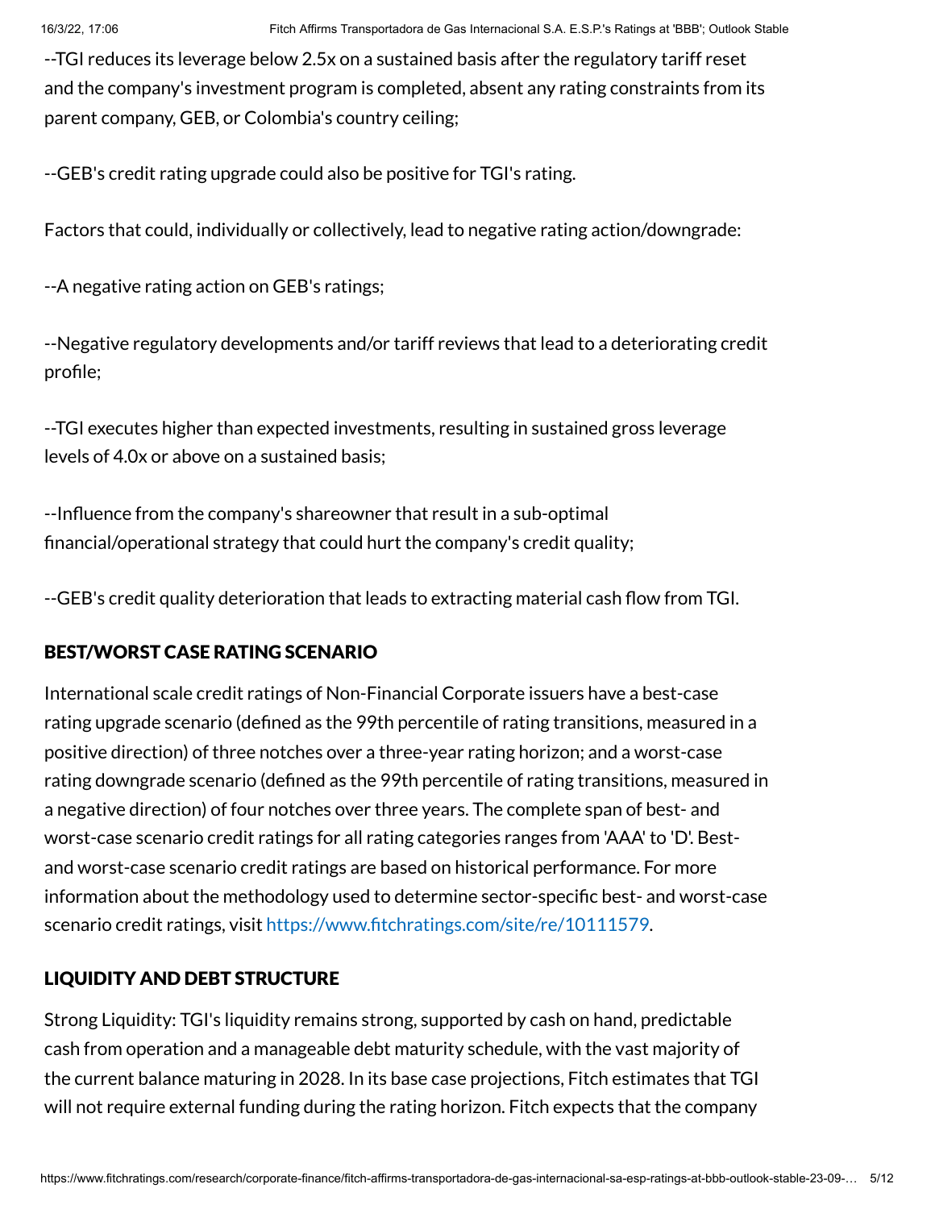--TGI reduces its leverage below 2.5x on a sustained basis after the regulatory tariff reset and the company's investment program is completed, absent any rating constraints from its parent company, GEB, or Colombia's country ceiling;

--GEB's credit rating upgrade could also be positive for TGI's rating.

Factors that could, individually or collectively, lead to negative rating action/downgrade:

--A negative rating action on GEB's ratings;

--Negative regulatory developments and/or tariff reviews that lead to a deteriorating credit profile;

--TGI executes higher than expected investments, resulting in sustained gross leverage levels of 4.0x or above on a sustained basis;

--Influence from the company's shareowner that result in a sub-optimal financial/operational strategy that could hurt the company's credit quality;

--GEB's credit quality deterioration that leads to extracting material cash flow from TGI.

## BEST/WORST CASE RATING SCENARIO

International scale credit ratings of Non-Financial Corporate issuers have a best-case rating upgrade scenario (defined as the 99th percentile of rating transitions, measured in a positive direction) of three notches over a three-year rating horizon; and a worst-case rating downgrade scenario (defined as the 99th percentile of rating transitions, measured in a negative direction) of four notches over three years. The complete span of best- and worst-case scenario credit ratings for all rating categories ranges from 'AAA' to 'D'. Best- and worst-case scenario credit ratings are based on historical performance. For more information about the methodology used to determine sector-specific best- and worst-case scenario credit ratings, visit https://www.fitchratings.com/site/re/10111579.

## LIQUIDITY AND DEBT STRUCTURE

Strong Liquidity: TGI's liquidity remains strong, supported by cash on hand, predictable cash from operation and a manageable debt maturity schedule, with the vast majority of the current balance maturing in 2028. In its base case projections, Fitch estimates that TGI will not require external funding during the rating horizon. Fitch expects that the company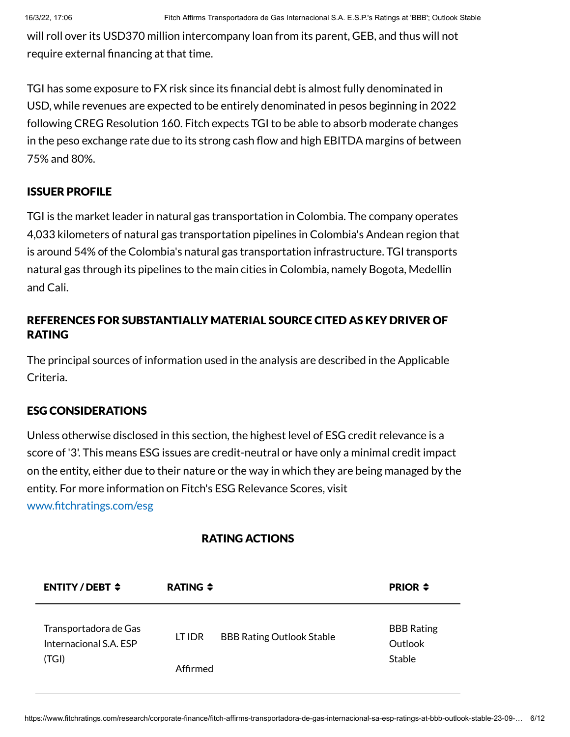will roll over its USD370 million intercompany loan from its parent, GEB, and thus will not require external financing at that time.

TGI has some exposure to FX risk since its financial debt is almost fully denominated in USD, while revenues are expected to be entirely denominated in pesos beginning in 2022 following CREG Resolution 160. Fitch expects TGI to be able to absorb moderate changes in the peso exchange rate due to its strong cash flow and high EBITDA margins of between 75% and 80%.

## ISSUER PROFILE

TGI is the market leader in natural gas transportation in Colombia. The company operates 4,033 kilometers of natural gas transportation pipelines in Colombia's Andean region that is around 54% of the Colombia's natural gas transportation infrastructure. TGI transports natural gas through its pipelines to the main cities in Colombia, namely Bogota, Medellin and Cali.

## REFERENCES FOR SUBSTANTIALLY MATERIAL SOURCE CITED AS KEY DRIVER OF RATING

The principal sources of information used in the analysis are described in the Applicable Criteria.

## ESG CONSIDERATIONS

Unless otherwise disclosed in this section, the highest level of ESG credit relevance is a score of '3'. This means ESG issues are credit-neutral or have only a minimal credit impact on the entity, either due to their nature or the way in which they are being managed by the entity. For more information on Fitch's ESG Relevance Scores, visit www.fitchratings.com/esg

## RATING ACTIONS

| ENTITY / DEBT | RATING | | PRIOR |
|---|---|---|---|
| Transportadora de Gas Internacional S.A. ESP (TGI) | LT IDR | BBB Rating Outlook Stable | BBB Rating Outlook Stable |
| | Affirmed | | |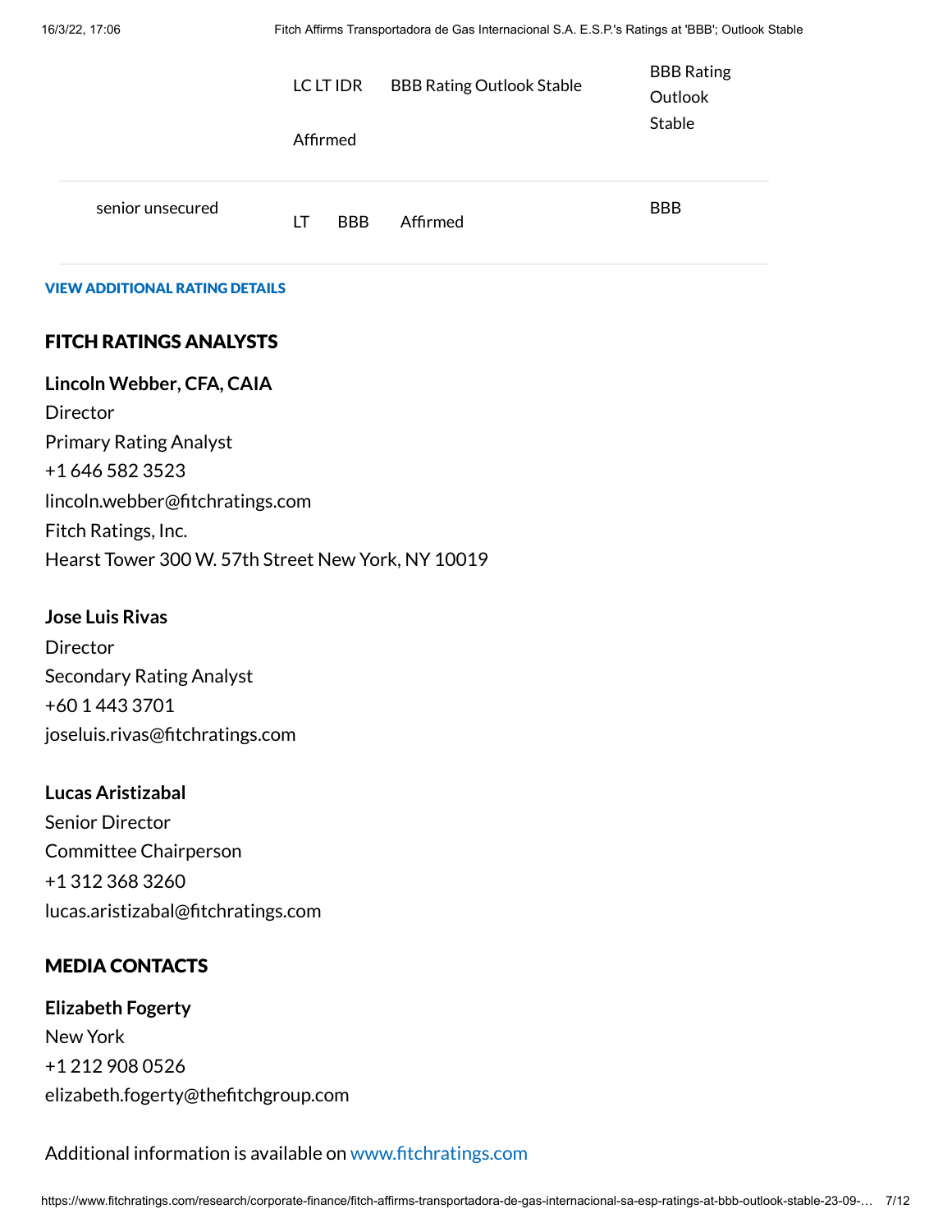| | | | |
|---|---|---|---|
| | LC LT IDR | BBB Rating Outlook Stable<br>Affirmed | BBB Rating Outlook Stable |
| senior unsecured | LT | BBB Affirmed | BBB |

**VIEW ADDITIONAL RATING DETAILS**

## FITCH RATINGS ANALYSTS

**Lincoln Webber, CFA, CAIA**
Director
Primary Rating Analyst
+1 646 582 3523
lincoln.webber@fitchratings.com
Fitch Ratings, Inc.
Hearst Tower 300 W. 57th Street New York, NY 10019

**Jose Luis Rivas**
Director
Secondary Rating Analyst
+60 1 443 3701
joseluis.rivas@fitchratings.com

**Lucas Aristizabal**
Senior Director
Committee Chairperson
+1 312 368 3260
lucas.aristizabal@fitchratings.com

## MEDIA CONTACTS

**Elizabeth Fogerty**
New York
+1 212 908 0526
elizabeth.fogerty@thefitchgroup.com

Additional information is available on www.fitchratings.com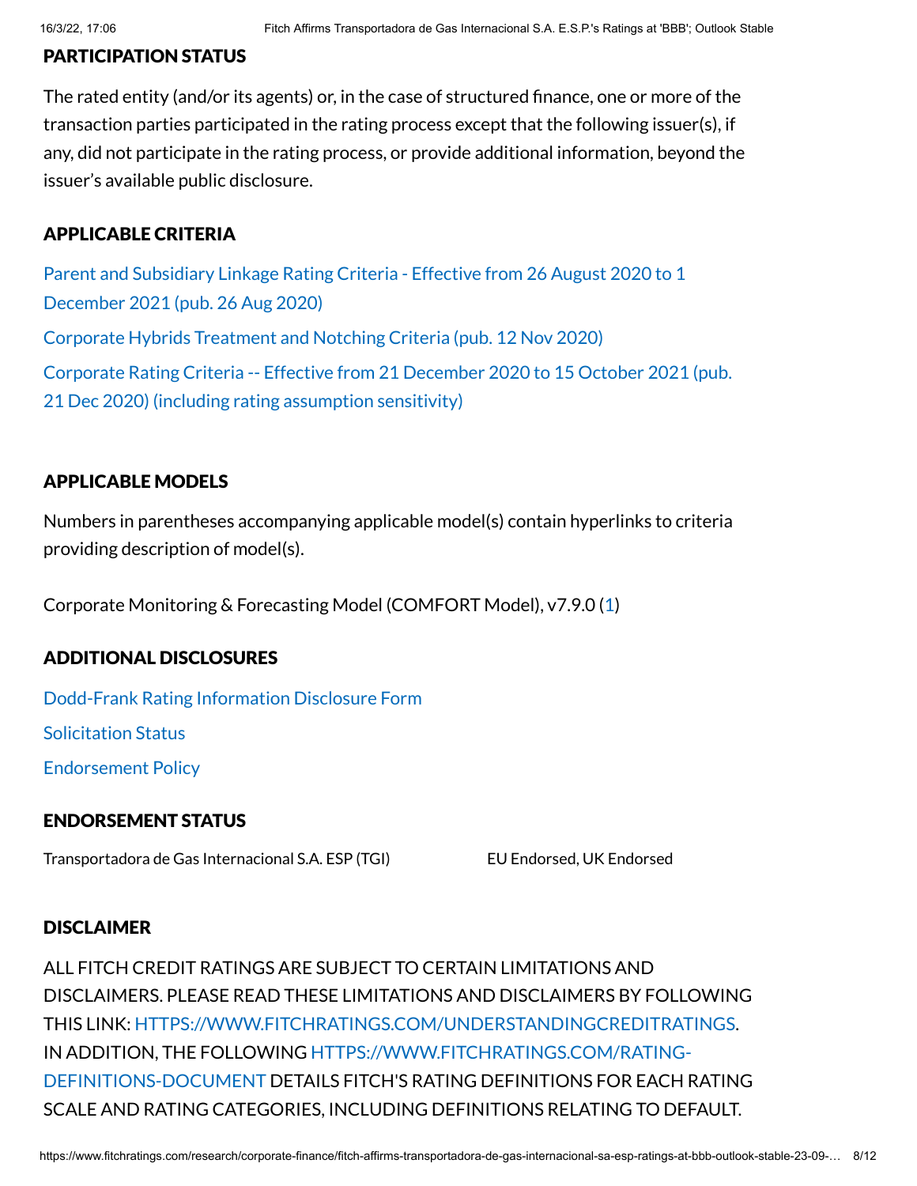## PARTICIPATION STATUS

The rated entity (and/or its agents) or, in the case of structured finance, one or more of the transaction parties participated in the rating process except that the following issuer(s), if any, did not participate in the rating process, or provide additional information, beyond the issuer's available public disclosure.

## APPLICABLE CRITERIA

Parent and Subsidiary Linkage Rating Criteria - Effective from 26 August 2020 to 1 December 2021 (pub. 26 Aug 2020)

Corporate Hybrids Treatment and Notching Criteria (pub. 12 Nov 2020)

Corporate Rating Criteria -- Effective from 21 December 2020 to 15 October 2021 (pub. 21 Dec 2020) (including rating assumption sensitivity)

## APPLICABLE MODELS

Numbers in parentheses accompanying applicable model(s) contain hyperlinks to criteria providing description of model(s).

Corporate Monitoring & Forecasting Model (COMFORT Model), v7.9.0 (1)

## ADDITIONAL DISCLOSURES

Dodd-Frank Rating Information Disclosure Form

Solicitation Status

Endorsement Policy

## ENDORSEMENT STATUS

| | |
|---|---|
| Transportadora de Gas Internacional S.A. ESP (TGI) | EU Endorsed, UK Endorsed |

## DISCLAIMER

ALL FITCH CREDIT RATINGS ARE SUBJECT TO CERTAIN LIMITATIONS AND DISCLAIMERS. PLEASE READ THESE LIMITATIONS AND DISCLAIMERS BY FOLLOWING THIS LINK: HTTPS://WWW.FITCHRATINGS.COM/UNDERSTANDINGCREDITRATINGS. IN ADDITION, THE FOLLOWING HTTPS://WWW.FITCHRATINGS.COM/RATING-DEFINITIONS-DOCUMENT DETAILS FITCH'S RATING DEFINITIONS FOR EACH RATING SCALE AND RATING CATEGORIES, INCLUDING DEFINITIONS RELATING TO DEFAULT.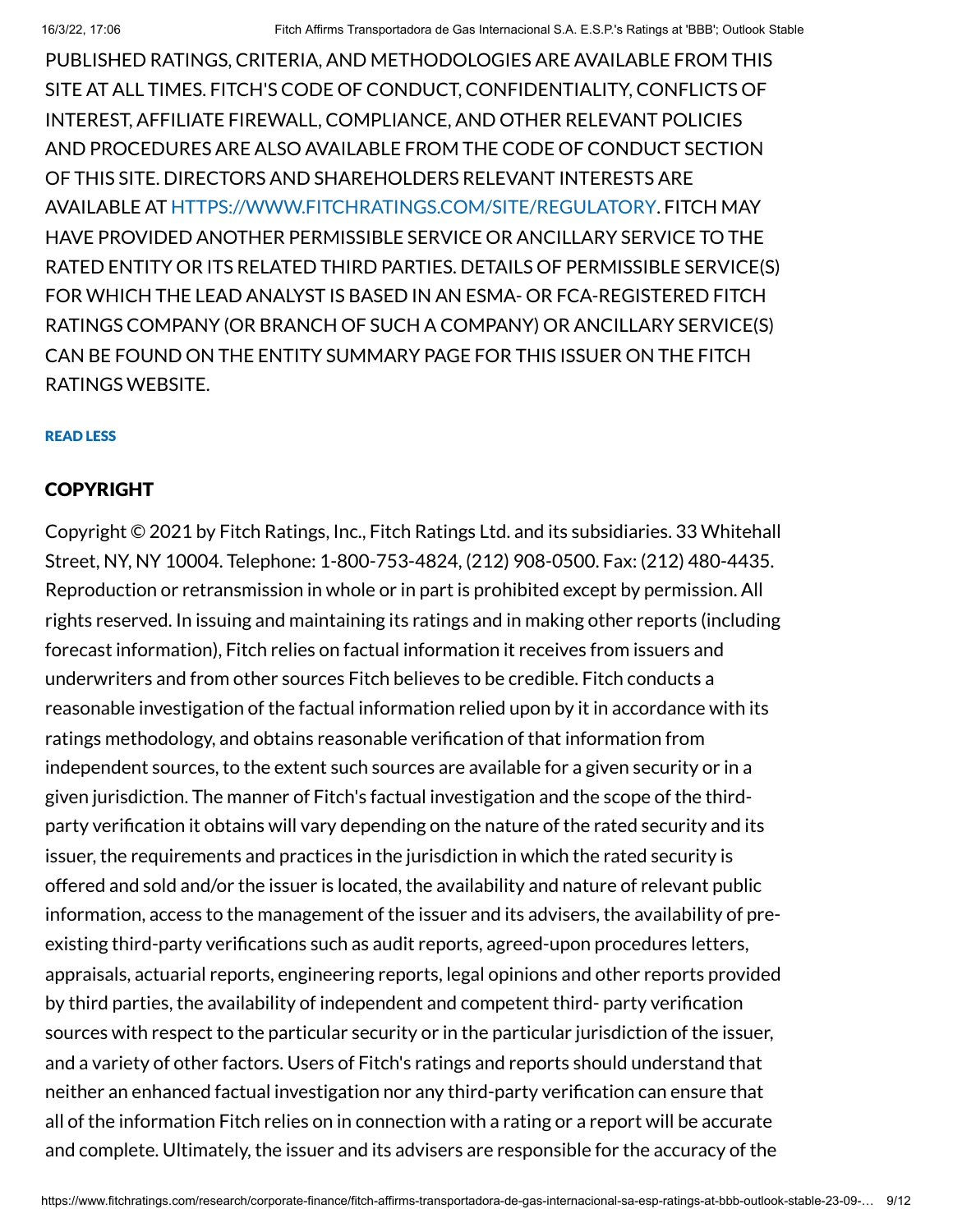PUBLISHED RATINGS, CRITERIA, AND METHODOLOGIES ARE AVAILABLE FROM THIS SITE AT ALL TIMES. FITCH'S CODE OF CONDUCT, CONFIDENTIALITY, CONFLICTS OF INTEREST, AFFILIATE FIREWALL, COMPLIANCE, AND OTHER RELEVANT POLICIES AND PROCEDURES ARE ALSO AVAILABLE FROM THE CODE OF CONDUCT SECTION OF THIS SITE. DIRECTORS AND SHAREHOLDERS RELEVANT INTERESTS ARE AVAILABLE AT HTTPS://WWW.FITCHRATINGS.COM/SITE/REGULATORY. FITCH MAY HAVE PROVIDED ANOTHER PERMISSIBLE SERVICE OR ANCILLARY SERVICE TO THE RATED ENTITY OR ITS RELATED THIRD PARTIES. DETAILS OF PERMISSIBLE SERVICE(S) FOR WHICH THE LEAD ANALYST IS BASED IN AN ESMA- OR FCA-REGISTERED FITCH RATINGS COMPANY (OR BRANCH OF SUCH A COMPANY) OR ANCILLARY SERVICE(S) CAN BE FOUND ON THE ENTITY SUMMARY PAGE FOR THIS ISSUER ON THE FITCH RATINGS WEBSITE.

READ LESS

## COPYRIGHT

Copyright © 2021 by Fitch Ratings, Inc., Fitch Ratings Ltd. and its subsidiaries. 33 Whitehall Street, NY, NY 10004. Telephone: 1-800-753-4824, (212) 908-0500. Fax: (212) 480-4435. Reproduction or retransmission in whole or in part is prohibited except by permission. All rights reserved. In issuing and maintaining its ratings and in making other reports (including forecast information), Fitch relies on factual information it receives from issuers and underwriters and from other sources Fitch believes to be credible. Fitch conducts a reasonable investigation of the factual information relied upon by it in accordance with its ratings methodology, and obtains reasonable verification of that information from independent sources, to the extent such sources are available for a given security or in a given jurisdiction. The manner of Fitch's factual investigation and the scope of the third-party verification it obtains will vary depending on the nature of the rated security and its issuer, the requirements and practices in the jurisdiction in which the rated security is offered and sold and/or the issuer is located, the availability and nature of relevant public information, access to the management of the issuer and its advisers, the availability of pre-existing third-party verifications such as audit reports, agreed-upon procedures letters, appraisals, actuarial reports, engineering reports, legal opinions and other reports provided by third parties, the availability of independent and competent third- party verification sources with respect to the particular security or in the particular jurisdiction of the issuer, and a variety of other factors. Users of Fitch's ratings and reports should understand that neither an enhanced factual investigation nor any third-party verification can ensure that all of the information Fitch relies on in connection with a rating or a report will be accurate and complete. Ultimately, the issuer and its advisers are responsible for the accuracy of the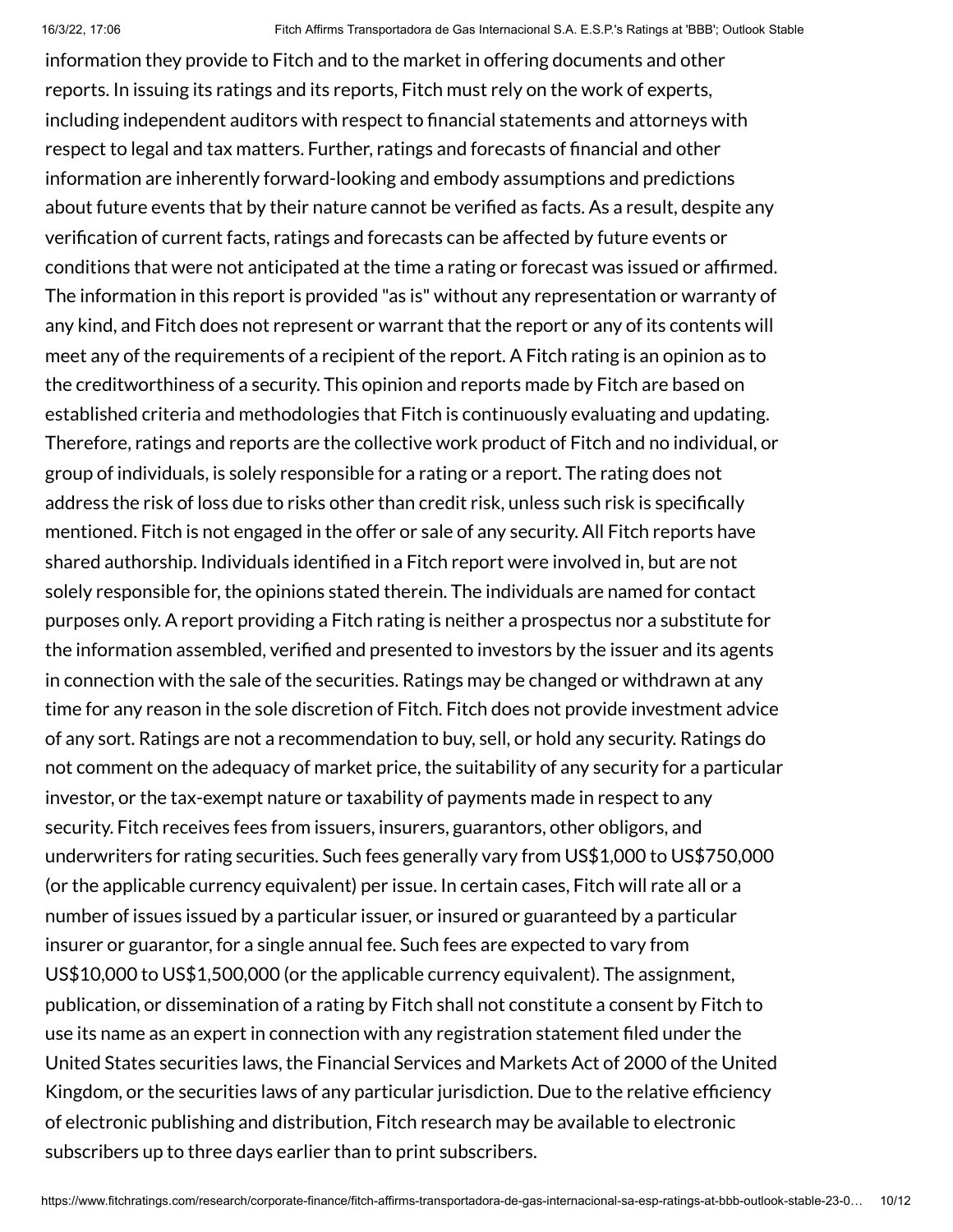information they provide to Fitch and to the market in offering documents and other reports. In issuing its ratings and its reports, Fitch must rely on the work of experts, including independent auditors with respect to financial statements and attorneys with respect to legal and tax matters. Further, ratings and forecasts of financial and other information are inherently forward-looking and embody assumptions and predictions about future events that by their nature cannot be verified as facts. As a result, despite any verification of current facts, ratings and forecasts can be affected by future events or conditions that were not anticipated at the time a rating or forecast was issued or affirmed. The information in this report is provided "as is" without any representation or warranty of any kind, and Fitch does not represent or warrant that the report or any of its contents will meet any of the requirements of a recipient of the report. A Fitch rating is an opinion as to the creditworthiness of a security. This opinion and reports made by Fitch are based on established criteria and methodologies that Fitch is continuously evaluating and updating. Therefore, ratings and reports are the collective work product of Fitch and no individual, or group of individuals, is solely responsible for a rating or a report. The rating does not address the risk of loss due to risks other than credit risk, unless such risk is specifically mentioned. Fitch is not engaged in the offer or sale of any security. All Fitch reports have shared authorship. Individuals identified in a Fitch report were involved in, but are not solely responsible for, the opinions stated therein. The individuals are named for contact purposes only. A report providing a Fitch rating is neither a prospectus nor a substitute for the information assembled, verified and presented to investors by the issuer and its agents in connection with the sale of the securities. Ratings may be changed or withdrawn at any time for any reason in the sole discretion of Fitch. Fitch does not provide investment advice of any sort. Ratings are not a recommendation to buy, sell, or hold any security. Ratings do not comment on the adequacy of market price, the suitability of any security for a particular investor, or the tax-exempt nature or taxability of payments made in respect to any security. Fitch receives fees from issuers, insurers, guarantors, other obligors, and underwriters for rating securities. Such fees generally vary from US$1,000 to US$750,000 (or the applicable currency equivalent) per issue. In certain cases, Fitch will rate all or a number of issues issued by a particular issuer, or insured or guaranteed by a particular insurer or guarantor, for a single annual fee. Such fees are expected to vary from US$10,000 to US$1,500,000 (or the applicable currency equivalent). The assignment, publication, or dissemination of a rating by Fitch shall not constitute a consent by Fitch to use its name as an expert in connection with any registration statement filed under the United States securities laws, the Financial Services and Markets Act of 2000 of the United Kingdom, or the securities laws of any particular jurisdiction. Due to the relative efficiency of electronic publishing and distribution, Fitch research may be available to electronic subscribers up to three days earlier than to print subscribers.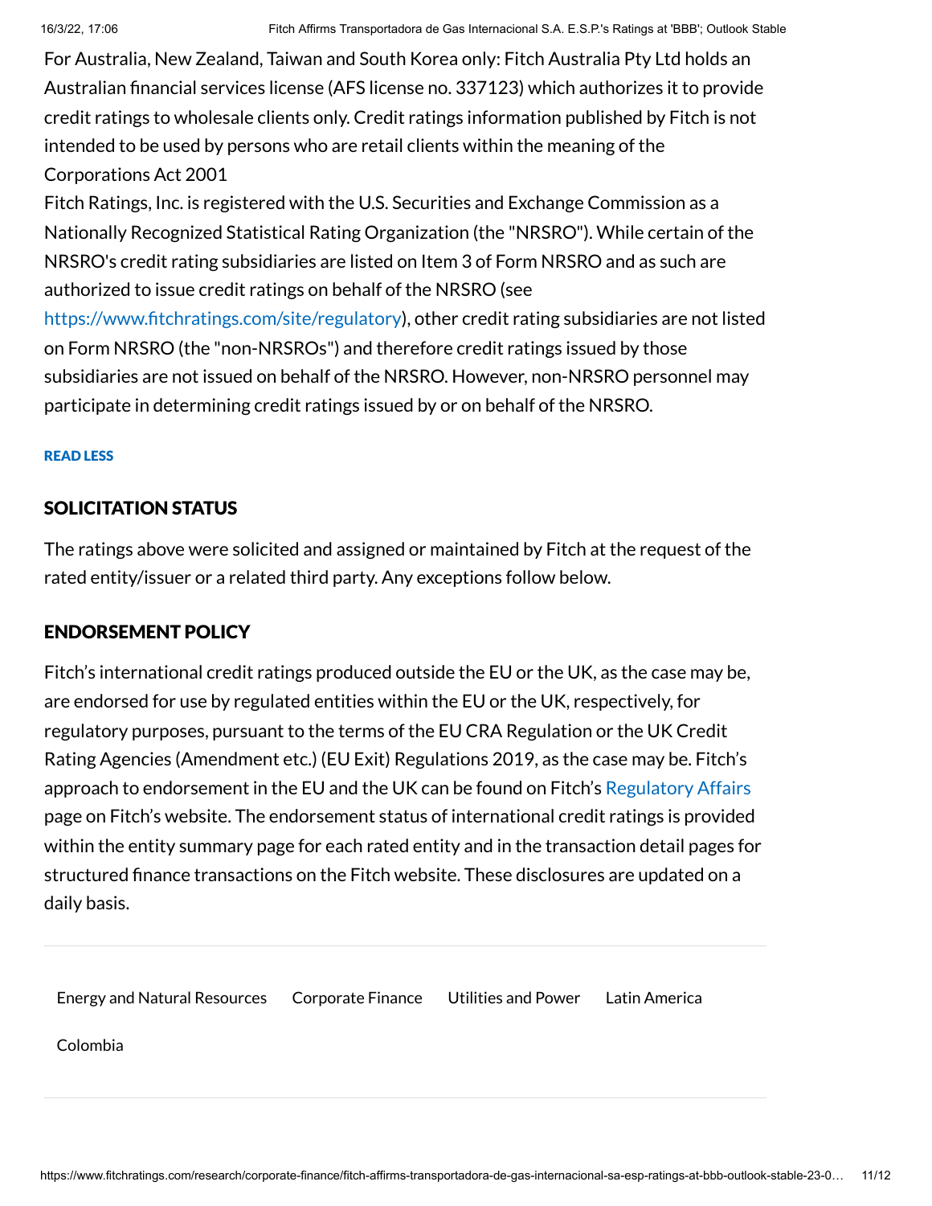For Australia, New Zealand, Taiwan and South Korea only: Fitch Australia Pty Ltd holds an Australian financial services license (AFS license no. 337123) which authorizes it to provide credit ratings to wholesale clients only. Credit ratings information published by Fitch is not intended to be used by persons who are retail clients within the meaning of the Corporations Act 2001

Fitch Ratings, Inc. is registered with the U.S. Securities and Exchange Commission as a Nationally Recognized Statistical Rating Organization (the "NRSRO"). While certain of the NRSRO's credit rating subsidiaries are listed on Item 3 of Form NRSRO and as such are authorized to issue credit ratings on behalf of the NRSRO (see https://www.fitchratings.com/site/regulatory), other credit rating subsidiaries are not listed on Form NRSRO (the "non-NRSROs") and therefore credit ratings issued by those subsidiaries are not issued on behalf of the NRSRO. However, non-NRSRO personnel may participate in determining credit ratings issued by or on behalf of the NRSRO.

READ LESS

## SOLICITATION STATUS

The ratings above were solicited and assigned or maintained by Fitch at the request of the rated entity/issuer or a related third party. Any exceptions follow below.

## ENDORSEMENT POLICY

Fitch's international credit ratings produced outside the EU or the UK, as the case may be, are endorsed for use by regulated entities within the EU or the UK, respectively, for regulatory purposes, pursuant to the terms of the EU CRA Regulation or the UK Credit Rating Agencies (Amendment etc.) (EU Exit) Regulations 2019, as the case may be. Fitch's approach to endorsement in the EU and the UK can be found on Fitch's Regulatory Affairs page on Fitch's website. The endorsement status of international credit ratings is provided within the entity summary page for each rated entity and in the transaction detail pages for structured finance transactions on the Fitch website. These disclosures are updated on a daily basis.

Energy and Natural Resources    Corporate Finance    Utilities and Power    Latin America

Colombia